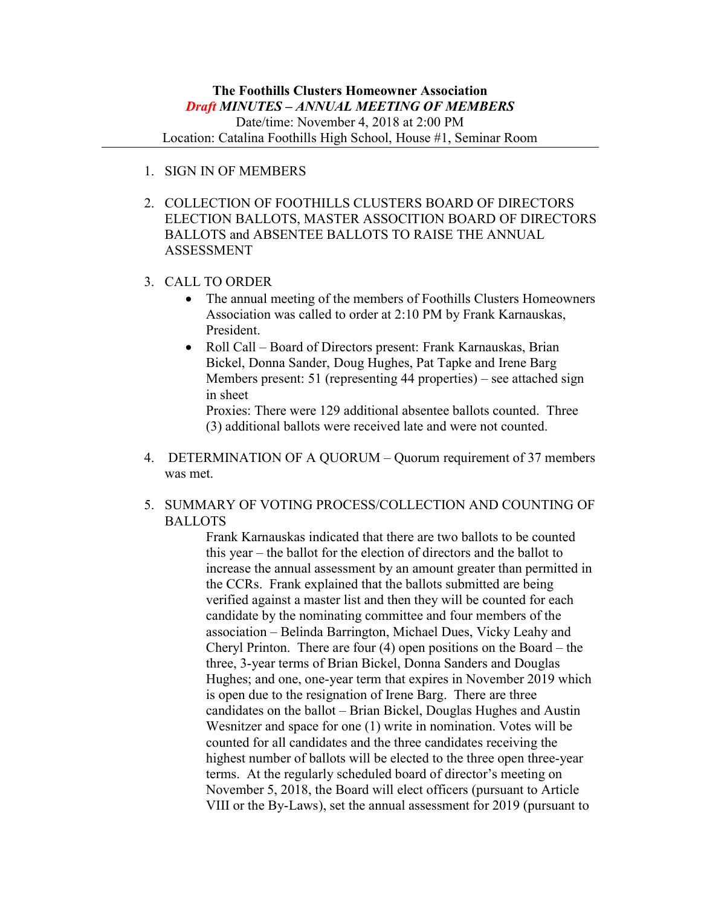**The Foothills Clusters Homeowner Association**

***Draft MINUTES – ANNUAL MEETING OF MEMBERS***

Date/time: November 4, 2018 at 2:00 PM

Location: Catalina Foothills High School, House #1, Seminar Room

---

1. SIGN IN OF MEMBERS

2. COLLECTION OF FOOTHILLS CLUSTERS BOARD OF DIRECTORS ELECTION BALLOTS, MASTER ASSOCITION BOARD OF DIRECTORS BALLOTS and ABSENTEE BALLOTS TO RAISE THE ANNUAL ASSESSMENT

3. CALL TO ORDER
   - The annual meeting of the members of Foothills Clusters Homeowners Association was called to order at 2:10 PM by Frank Karnauskas, President.
   - Roll Call – Board of Directors present: Frank Karnauskas, Brian Bickel, Donna Sander, Doug Hughes, Pat Tapke and Irene Barg
     Members present: 51 (representing 44 properties) – see attached sign in sheet
     Proxies: There were 129 additional absentee ballots counted. Three (3) additional ballots were received late and were not counted.

4. DETERMINATION OF A QUORUM – Quorum requirement of 37 members was met.

5. SUMMARY OF VOTING PROCESS/COLLECTION AND COUNTING OF BALLOTS

   Frank Karnauskas indicated that there are two ballots to be counted this year – the ballot for the election of directors and the ballot to increase the annual assessment by an amount greater than permitted in the CCRs. Frank explained that the ballots submitted are being verified against a master list and then they will be counted for each candidate by the nominating committee and four members of the association – Belinda Barrington, Michael Dues, Vicky Leahy and Cheryl Printon. There are four (4) open positions on the Board – the three, 3-year terms of Brian Bickel, Donna Sanders and Douglas Hughes; and one, one-year term that expires in November 2019 which is open due to the resignation of Irene Barg. There are three candidates on the ballot – Brian Bickel, Douglas Hughes and Austin Wesnitzer and space for one (1) write in nomination. Votes will be counted for all candidates and the three candidates receiving the highest number of ballots will be elected to the three open three-year terms. At the regularly scheduled board of director's meeting on November 5, 2018, the Board will elect officers (pursuant to Article VIII or the By-Laws), set the annual assessment for 2019 (pursuant to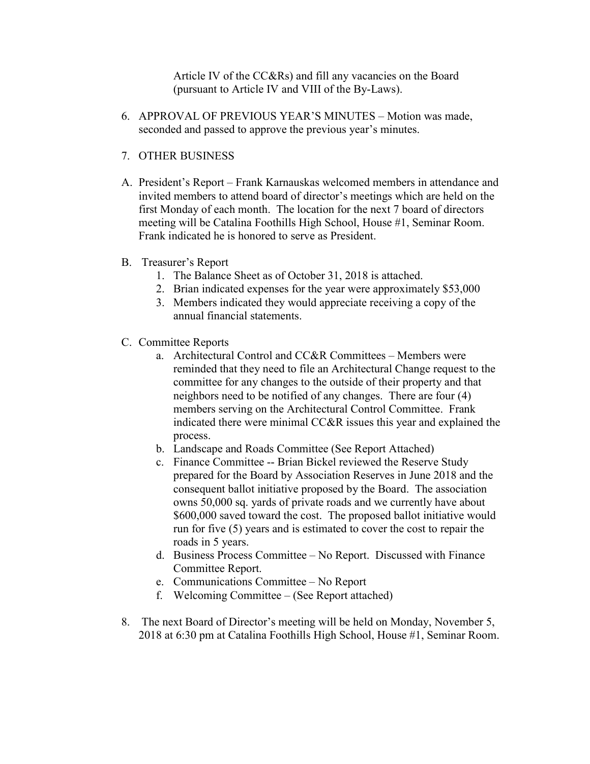Article IV of the CC&Rs) and fill any vacancies on the Board (pursuant to Article IV and VIII of the By-Laws).

6. APPROVAL OF PREVIOUS YEAR'S MINUTES – Motion was made, seconded and passed to approve the previous year's minutes.

7. OTHER BUSINESS

A. President's Report – Frank Karnauskas welcomed members in attendance and invited members to attend board of director's meetings which are held on the first Monday of each month. The location for the next 7 board of directors meeting will be Catalina Foothills High School, House #1, Seminar Room. Frank indicated he is honored to serve as President.

B. Treasurer's Report
   1. The Balance Sheet as of October 31, 2018 is attached.
   2. Brian indicated expenses for the year were approximately $53,000
   3. Members indicated they would appreciate receiving a copy of the annual financial statements.

C. Committee Reports
   a. Architectural Control and CC&R Committees – Members were reminded that they need to file an Architectural Change request to the committee for any changes to the outside of their property and that neighbors need to be notified of any changes. There are four (4) members serving on the Architectural Control Committee. Frank indicated there were minimal CC&R issues this year and explained the process.
   b. Landscape and Roads Committee (See Report Attached)
   c. Finance Committee -- Brian Bickel reviewed the Reserve Study prepared for the Board by Association Reserves in June 2018 and the consequent ballot initiative proposed by the Board. The association owns 50,000 sq. yards of private roads and we currently have about $600,000 saved toward the cost. The proposed ballot initiative would run for five (5) years and is estimated to cover the cost to repair the roads in 5 years.
   d. Business Process Committee – No Report. Discussed with Finance Committee Report.
   e. Communications Committee – No Report
   f. Welcoming Committee – (See Report attached)

8. The next Board of Director's meeting will be held on Monday, November 5, 2018 at 6:30 pm at Catalina Foothills High School, House #1, Seminar Room.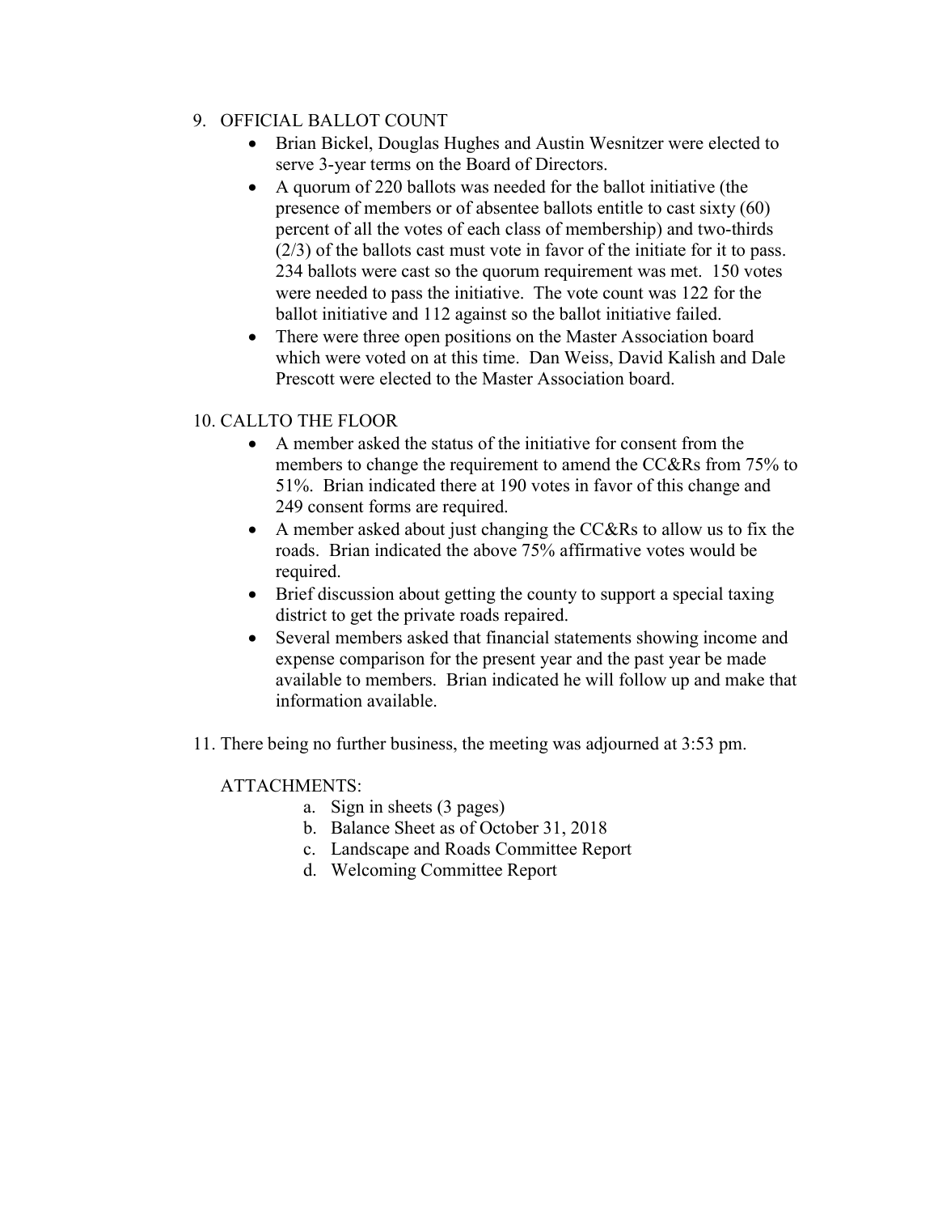9. OFFICIAL BALLOT COUNT
    - Brian Bickel, Douglas Hughes and Austin Wesnitzer were elected to serve 3-year terms on the Board of Directors.
    - A quorum of 220 ballots was needed for the ballot initiative (the presence of members or of absentee ballots entitle to cast sixty (60) percent of all the votes of each class of membership) and two-thirds (2/3) of the ballots cast must vote in favor of the initiate for it to pass. 234 ballots were cast so the quorum requirement was met. 150 votes were needed to pass the initiative. The vote count was 122 for the ballot initiative and 112 against so the ballot initiative failed.
    - There were three open positions on the Master Association board which were voted on at this time. Dan Weiss, David Kalish and Dale Prescott were elected to the Master Association board.

10. CALLTO THE FLOOR
    - A member asked the status of the initiative for consent from the members to change the requirement to amend the CC&Rs from 75% to 51%. Brian indicated there at 190 votes in favor of this change and 249 consent forms are required.
    - A member asked about just changing the CC&Rs to allow us to fix the roads. Brian indicated the above 75% affirmative votes would be required.
    - Brief discussion about getting the county to support a special taxing district to get the private roads repaired.
    - Several members asked that financial statements showing income and expense comparison for the present year and the past year be made available to members. Brian indicated he will follow up and make that information available.

11. There being no further business, the meeting was adjourned at 3:53 pm.

ATTACHMENTS:

a. Sign in sheets (3 pages)
b. Balance Sheet as of October 31, 2018
c. Landscape and Roads Committee Report
d. Welcoming Committee Report